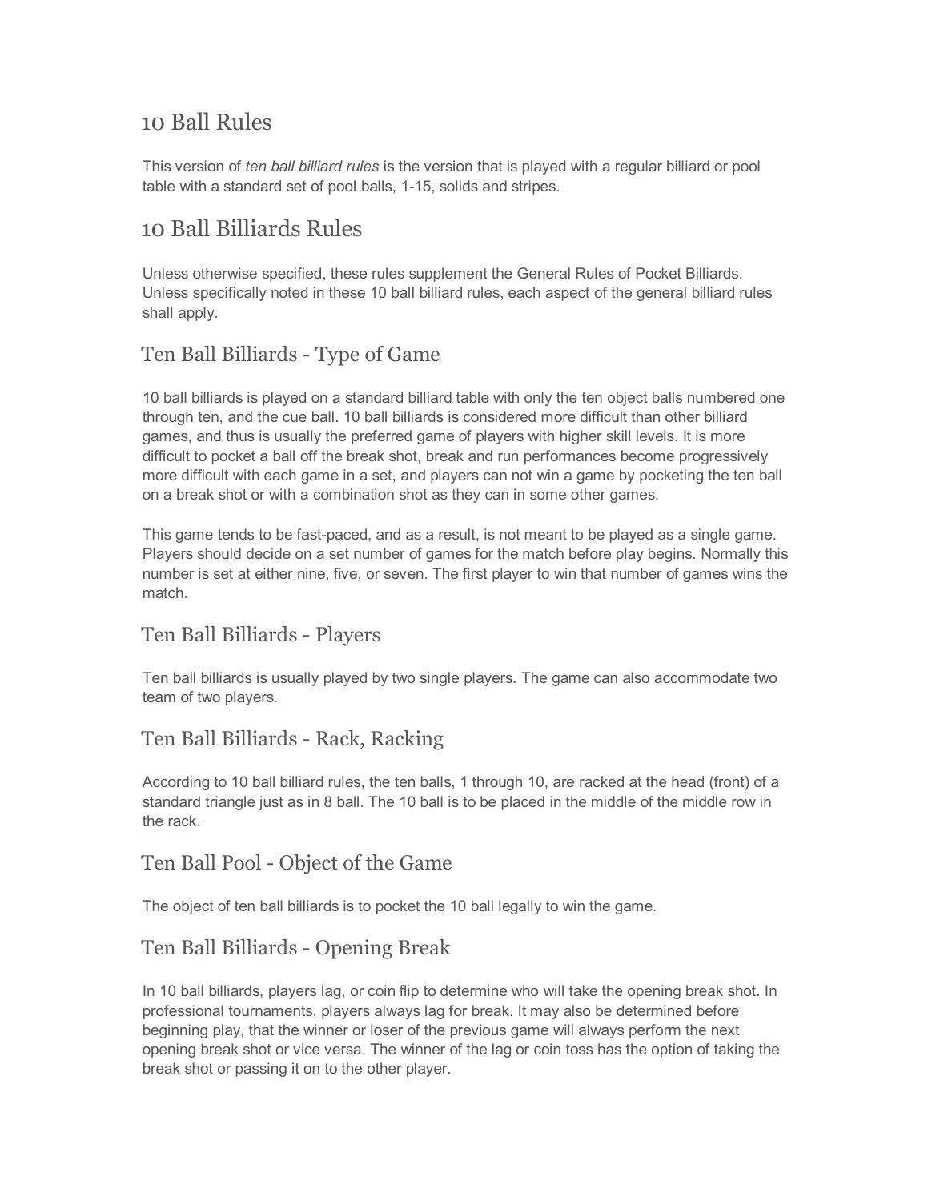# 10 Ball Rules

This version of *ten ball billiard rules* is the version that is played with a regular billiard or pool table with a standard set of pool balls, 1-15, solids and stripes.

# 10 Ball Billiards Rules

Unless otherwise specified, these rules supplement the General Rules of Pocket Billiards. Unless specifically noted in these 10 ball billiard rules, each aspect of the general billiard rules shall apply.

## Ten Ball Billiards - Type of Game

10 ball billiards is played on a standard billiard table with only the ten object balls numbered one through ten, and the cue ball. 10 ball billiards is considered more difficult than other billiard games, and thus is usually the preferred game of players with higher skill levels. It is more difficult to pocket a ball off the break shot, break and run performances become progressively more difficult with each game in a set, and players can not win a game by pocketing the ten ball on a break shot or with a combination shot as they can in some other games.

This game tends to be fast-paced, and as a result, is not meant to be played as a single game. Players should decide on a set number of games for the match before play begins. Normally this number is set at either nine, five, or seven. The first player to win that number of games wins the match.

## Ten Ball Billiards - Players

Ten ball billiards is usually played by two single players. The game can also accommodate two team of two players.

## Ten Ball Billiards - Rack, Racking

According to 10 ball billiard rules, the ten balls, 1 through 10, are racked at the head (front) of a standard triangle just as in 8 ball. The 10 ball is to be placed in the middle of the middle row in the rack.

## Ten Ball Pool - Object of the Game

The object of ten ball billiards is to pocket the 10 ball legally to win the game.

## Ten Ball Billiards - Opening Break

In 10 ball billiards, players lag, or coin flip to determine who will take the opening break shot. In professional tournaments, players always lag for break. It may also be determined before beginning play, that the winner or loser of the previous game will always perform the next opening break shot or vice versa. The winner of the lag or coin toss has the option of taking the break shot or passing it on to the other player.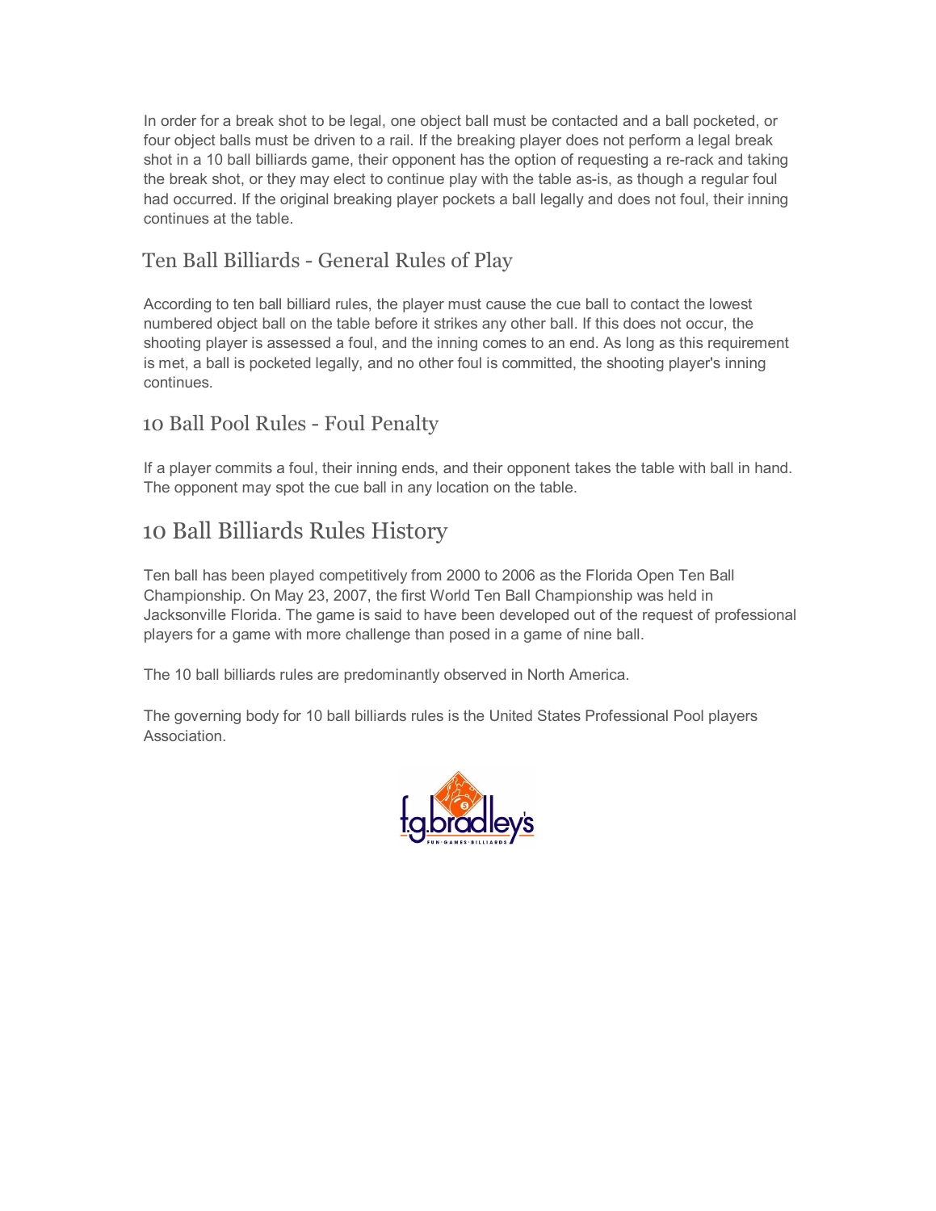In order for a break shot to be legal, one object ball must be contacted and a ball pocketed, or four object balls must be driven to a rail. If the breaking player does not perform a legal break shot in a 10 ball billiards game, their opponent has the option of requesting a re-rack and taking the break shot, or they may elect to continue play with the table as-is, as though a regular foul had occurred. If the original breaking player pockets a ball legally and does not foul, their inning continues at the table.

### Ten Ball Billiards - General Rules of Play

According to ten ball billiard rules, the player must cause the cue ball to contact the lowest numbered object ball on the table before it strikes any other ball. If this does not occur, the shooting player is assessed a foul, and the inning comes to an end. As long as this requirement is met, a ball is pocketed legally, and no other foul is committed, the shooting player's inning continues.

### 10 Ball Pool Rules - Foul Penalty

If a player commits a foul, their inning ends, and their opponent takes the table with ball in hand. The opponent may spot the cue ball in any location on the table.

## 10 Ball Billiards Rules History

Ten ball has been played competitively from 2000 to 2006 as the Florida Open Ten Ball Championship. On May 23, 2007, the first World Ten Ball Championship was held in Jacksonville Florida. The game is said to have been developed out of the request of professional players for a game with more challenge than posed in a game of nine ball.

The 10 ball billiards rules are predominantly observed in North America.

The governing body for 10 ball billiards rules is the United States Professional Pool players Association.

f.g.bradley's
FUN · GAMES · BILLIARDS